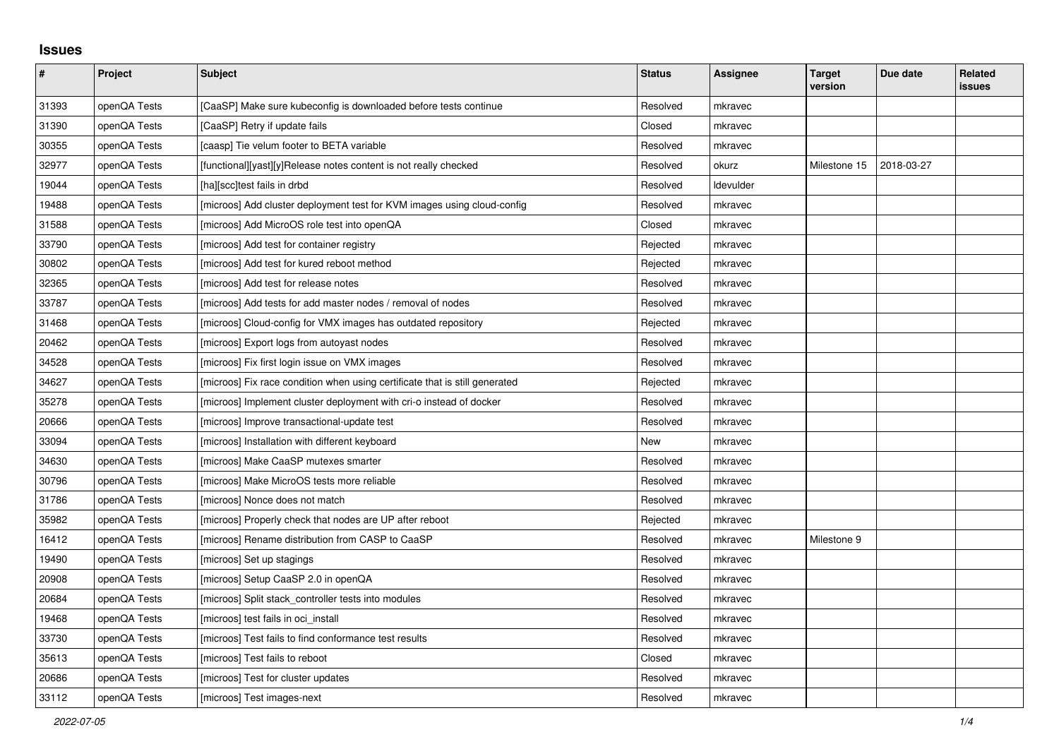## Issues

| # | Project | Subject | Status | Assignee | Target version | Due date | Related issues |
|---|---|---|---|---|---|---|---|
| 31393 | openQA Tests | [CaaSP] Make sure kubeconfig is downloaded before tests continue | Resolved | mkravec | | | |
| 31390 | openQA Tests | [CaaSP] Retry if update fails | Closed | mkravec | | | |
| 30355 | openQA Tests | [caasp] Tie velum footer to BETA variable | Resolved | mkravec | | | |
| 32977 | openQA Tests | [functional][yast][y]Release notes content is not really checked | Resolved | okurz | Milestone 15 | 2018-03-27 | |
| 19044 | openQA Tests | [ha][scc]test fails in drbd | Resolved | ldevulder | | | |
| 19488 | openQA Tests | [microos] Add cluster deployment test for KVM images using cloud-config | Resolved | mkravec | | | |
| 31588 | openQA Tests | [microos] Add MicroOS role test into openQA | Closed | mkravec | | | |
| 33790 | openQA Tests | [microos] Add test for container registry | Rejected | mkravec | | | |
| 30802 | openQA Tests | [microos] Add test for kured reboot method | Rejected | mkravec | | | |
| 32365 | openQA Tests | [microos] Add test for release notes | Resolved | mkravec | | | |
| 33787 | openQA Tests | [microos] Add tests for add master nodes / removal of nodes | Resolved | mkravec | | | |
| 31468 | openQA Tests | [microos] Cloud-config for VMX images has outdated repository | Rejected | mkravec | | | |
| 20462 | openQA Tests | [microos] Export logs from autoyast nodes | Resolved | mkravec | | | |
| 34528 | openQA Tests | [microos] Fix first login issue on VMX images | Resolved | mkravec | | | |
| 34627 | openQA Tests | [microos] Fix race condition when using certificate that is still generated | Rejected | mkravec | | | |
| 35278 | openQA Tests | [microos] Implement cluster deployment with cri-o instead of docker | Resolved | mkravec | | | |
| 20666 | openQA Tests | [microos] Improve transactional-update test | Resolved | mkravec | | | |
| 33094 | openQA Tests | [microos] Installation with different keyboard | New | mkravec | | | |
| 34630 | openQA Tests | [microos] Make CaaSP mutexes smarter | Resolved | mkravec | | | |
| 30796 | openQA Tests | [microos] Make MicroOS tests more reliable | Resolved | mkravec | | | |
| 31786 | openQA Tests | [microos] Nonce does not match | Resolved | mkravec | | | |
| 35982 | openQA Tests | [microos] Properly check that nodes are UP after reboot | Rejected | mkravec | | | |
| 16412 | openQA Tests | [microos] Rename distribution from CASP to CaaSP | Resolved | mkravec | Milestone 9 | | |
| 19490 | openQA Tests | [microos] Set up stagings | Resolved | mkravec | | | |
| 20908 | openQA Tests | [microos] Setup CaaSP 2.0 in openQA | Resolved | mkravec | | | |
| 20684 | openQA Tests | [microos] Split stack_controller tests into modules | Resolved | mkravec | | | |
| 19468 | openQA Tests | [microos] test fails in oci_install | Resolved | mkravec | | | |
| 33730 | openQA Tests | [microos] Test fails to find conformance test results | Resolved | mkravec | | | |
| 35613 | openQA Tests | [microos] Test fails to reboot | Closed | mkravec | | | |
| 20686 | openQA Tests | [microos] Test for cluster updates | Resolved | mkravec | | | |
| 33112 | openQA Tests | [microos] Test images-next | Resolved | mkravec | | | |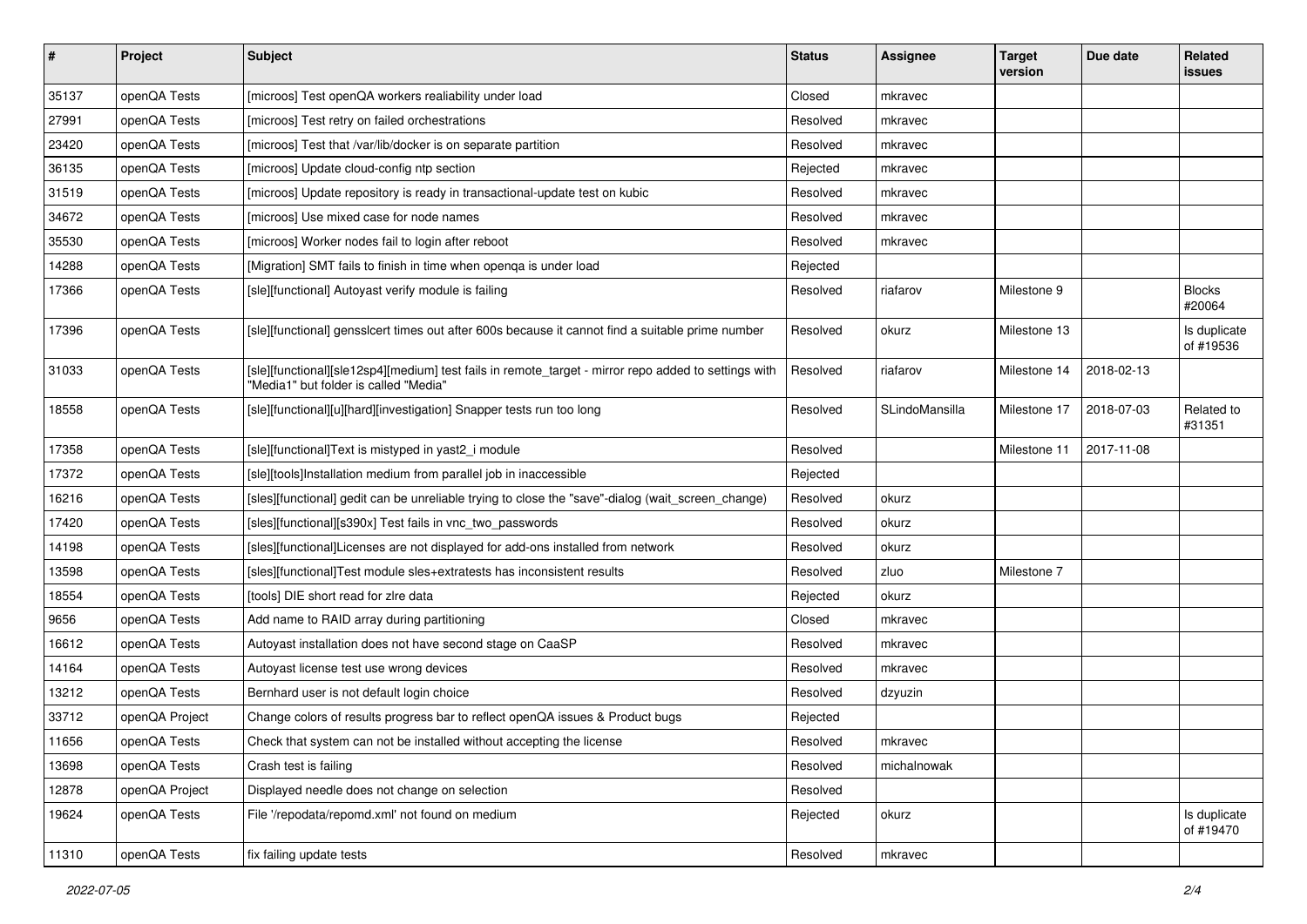| # | Project | Subject | Status | Assignee | Target version | Due date | Related issues |
|---|---|---|---|---|---|---|---|
| 35137 | openQA Tests | [microos] Test openQA workers realiability under load | Closed | mkravec | | | |
| 27991 | openQA Tests | [microos] Test retry on failed orchestrations | Resolved | mkravec | | | |
| 23420 | openQA Tests | [microos] Test that /var/lib/docker is on separate partition | Resolved | mkravec | | | |
| 36135 | openQA Tests | [microos] Update cloud-config ntp section | Rejected | mkravec | | | |
| 31519 | openQA Tests | [microos] Update repository is ready in transactional-update test on kubic | Resolved | mkravec | | | |
| 34672 | openQA Tests | [microos] Use mixed case for node names | Resolved | mkravec | | | |
| 35530 | openQA Tests | [microos] Worker nodes fail to login after reboot | Resolved | mkravec | | | |
| 14288 | openQA Tests | [Migration] SMT fails to finish in time when openqa is under load | Rejected | | | | |
| 17366 | openQA Tests | [sle][functional] Autoyast verify module is failing | Resolved | riafarov | Milestone 9 | | Blocks #20064 |
| 17396 | openQA Tests | [sle][functional] gensslcert times out after 600s because it cannot find a suitable prime number | Resolved | okurz | Milestone 13 | | Is duplicate of #19536 |
| 31033 | openQA Tests | [sle][functional][sle12sp4][medium] test fails in remote_target - mirror repo added to settings with "Media1" but folder is called "Media" | Resolved | riafarov | Milestone 14 | 2018-02-13 | |
| 18558 | openQA Tests | [sle][functional][u][hard][investigation] Snapper tests run too long | Resolved | SLindoMansilla | Milestone 17 | 2018-07-03 | Related to #31351 |
| 17358 | openQA Tests | [sle][functional]Text is mistyped in yast2_i module | Resolved | | Milestone 11 | 2017-11-08 | |
| 17372 | openQA Tests | [sle][tools]Installation medium from parallel job in inaccessible | Rejected | | | | |
| 16216 | openQA Tests | [sles][functional] gedit can be unreliable trying to close the "save"-dialog (wait_screen_change) | Resolved | okurz | | | |
| 17420 | openQA Tests | [sles][functional][s390x] Test fails in vnc_two_passwords | Resolved | okurz | | | |
| 14198 | openQA Tests | [sles][functional]Licenses are not displayed for add-ons installed from network | Resolved | okurz | | | |
| 13598 | openQA Tests | [sles][functional]Test module sles+extratests has inconsistent results | Resolved | zluo | Milestone 7 | | |
| 18554 | openQA Tests | [tools] DIE short read for zlre data | Rejected | okurz | | | |
| 9656 | openQA Tests | Add name to RAID array during partitioning | Closed | mkravec | | | |
| 16612 | openQA Tests | Autoyast installation does not have second stage on CaaSP | Resolved | mkravec | | | |
| 14164 | openQA Tests | Autoyast license test use wrong devices | Resolved | mkravec | | | |
| 13212 | openQA Tests | Bernhard user is not default login choice | Resolved | dzyuzin | | | |
| 33712 | openQA Project | Change colors of results progress bar to reflect openQA issues & Product bugs | Rejected | | | | |
| 11656 | openQA Tests | Check that system can not be installed without accepting the license | Resolved | mkravec | | | |
| 13698 | openQA Tests | Crash test is failing | Resolved | michalnowak | | | |
| 12878 | openQA Project | Displayed needle does not change on selection | Resolved | | | | |
| 19624 | openQA Tests | File '/repodata/repomd.xml' not found on medium | Rejected | okurz | | | Is duplicate of #19470 |
| 11310 | openQA Tests | fix failing update tests | Resolved | mkravec | | | |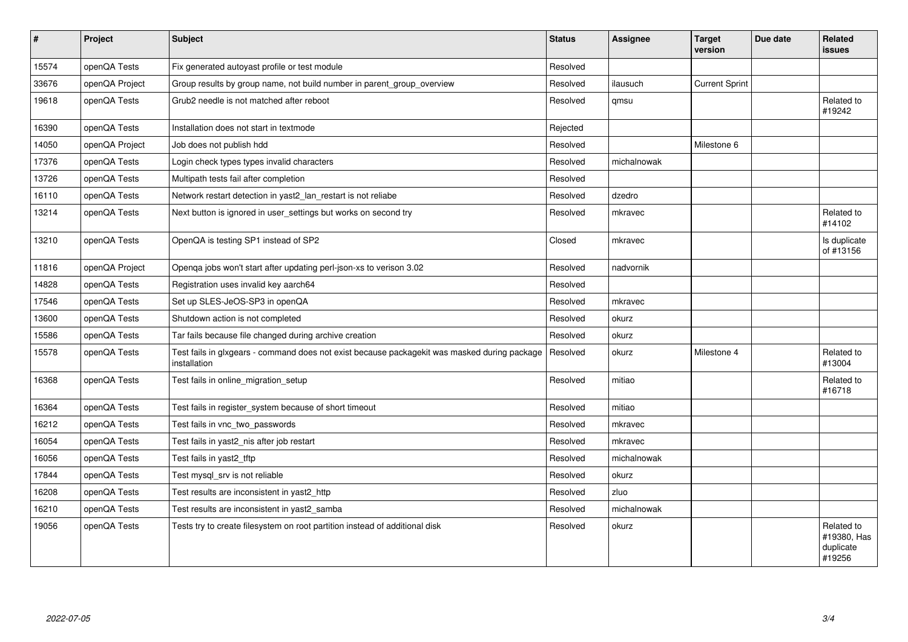| # | Project | Subject | Status | Assignee | Target version | Due date | Related issues |
|---|---|---|---|---|---|---|---|
| 15574 | openQA Tests | Fix generated autoyast profile or test module | Resolved | | | | |
| 33676 | openQA Project | Group results by group name, not build number in parent_group_overview | Resolved | ilausuch | Current Sprint | | |
| 19618 | openQA Tests | Grub2 needle is not matched after reboot | Resolved | qmsu | | | Related to #19242 |
| 16390 | openQA Tests | Installation does not start in textmode | Rejected | | | | |
| 14050 | openQA Project | Job does not publish hdd | Resolved | | Milestone 6 | | |
| 17376 | openQA Tests | Login check types types invalid characters | Resolved | michalnowak | | | |
| 13726 | openQA Tests | Multipath tests fail after completion | Resolved | | | | |
| 16110 | openQA Tests | Network restart detection in yast2_lan_restart is not reliabe | Resolved | dzedro | | | |
| 13214 | openQA Tests | Next button is ignored in user_settings but works on second try | Resolved | mkravec | | | Related to #14102 |
| 13210 | openQA Tests | OpenQA is testing SP1 instead of SP2 | Closed | mkravec | | | Is duplicate of #13156 |
| 11816 | openQA Project | Openqa jobs won't start after updating perl-json-xs to verison 3.02 | Resolved | nadvornik | | | |
| 14828 | openQA Tests | Registration uses invalid key aarch64 | Resolved | | | | |
| 17546 | openQA Tests | Set up SLES-JeOS-SP3 in openQA | Resolved | mkravec | | | |
| 13600 | openQA Tests | Shutdown action is not completed | Resolved | okurz | | | |
| 15586 | openQA Tests | Tar fails because file changed during archive creation | Resolved | okurz | | | |
| 15578 | openQA Tests | Test fails in glxgears - command does not exist because packagekit was masked during package installation | Resolved | okurz | Milestone 4 | | Related to #13004 |
| 16368 | openQA Tests | Test fails in online_migration_setup | Resolved | mitiao | | | Related to #16718 |
| 16364 | openQA Tests | Test fails in register_system because of short timeout | Resolved | mitiao | | | |
| 16212 | openQA Tests | Test fails in vnc_two_passwords | Resolved | mkravec | | | |
| 16054 | openQA Tests | Test fails in yast2_nis after job restart | Resolved | mkravec | | | |
| 16056 | openQA Tests | Test fails in yast2_tftp | Resolved | michalnowak | | | |
| 17844 | openQA Tests | Test mysql_srv is not reliable | Resolved | okurz | | | |
| 16208 | openQA Tests | Test results are inconsistent in yast2_http | Resolved | zluo | | | |
| 16210 | openQA Tests | Test results are inconsistent in yast2_samba | Resolved | michalnowak | | | |
| 19056 | openQA Tests | Tests try to create filesystem on root partition instead of additional disk | Resolved | okurz | | | Related to #19380, Has duplicate #19256 |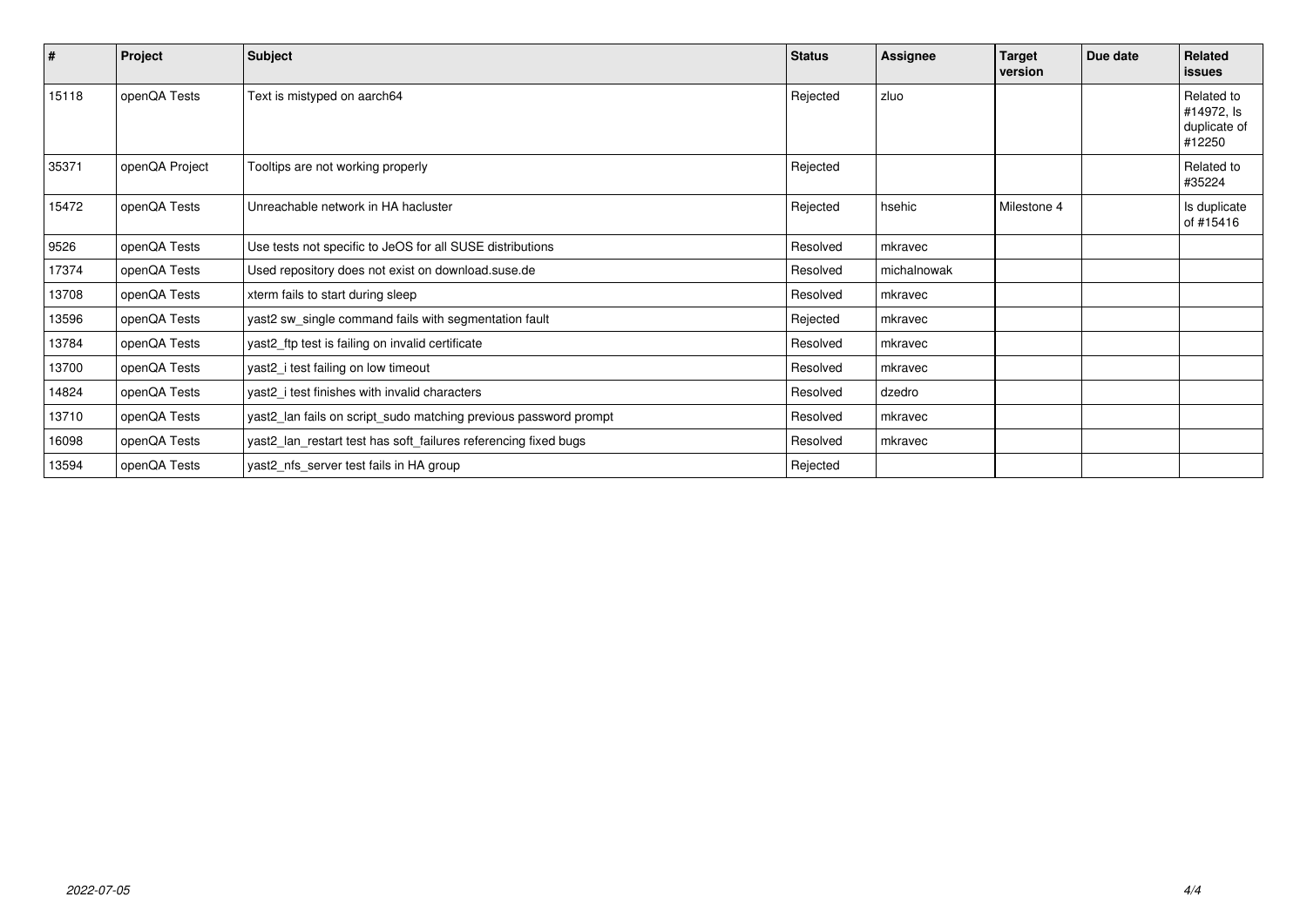| # | Project | Subject | Status | Assignee | Target version | Due date | Related issues |
|---|---|---|---|---|---|---|---|
| 15118 | openQA Tests | Text is mistyped on aarch64 | Rejected | zluo | | | Related to #14972, Is duplicate of #12250 |
| 35371 | openQA Project | Tooltips are not working properly | Rejected | | | | Related to #35224 |
| 15472 | openQA Tests | Unreachable network in HA hacluster | Rejected | hsehic | Milestone 4 | | Is duplicate of #15416 |
| 9526 | openQA Tests | Use tests not specific to JeOS for all SUSE distributions | Resolved | mkravec | | | |
| 17374 | openQA Tests | Used repository does not exist on download.suse.de | Resolved | michalnowak | | | |
| 13708 | openQA Tests | xterm fails to start during sleep | Resolved | mkravec | | | |
| 13596 | openQA Tests | yast2 sw_single command fails with segmentation fault | Rejected | mkravec | | | |
| 13784 | openQA Tests | yast2_ftp test is failing on invalid certificate | Resolved | mkravec | | | |
| 13700 | openQA Tests | yast2_i test failing on low timeout | Resolved | mkravec | | | |
| 14824 | openQA Tests | yast2_i test finishes with invalid characters | Resolved | dzedro | | | |
| 13710 | openQA Tests | yast2_lan fails on script_sudo matching previous password prompt | Resolved | mkravec | | | |
| 16098 | openQA Tests | yast2_lan_restart test has soft_failures referencing fixed bugs | Resolved | mkravec | | | |
| 13594 | openQA Tests | yast2_nfs_server test fails in HA group | Rejected | | | | |

*2022-07-05*